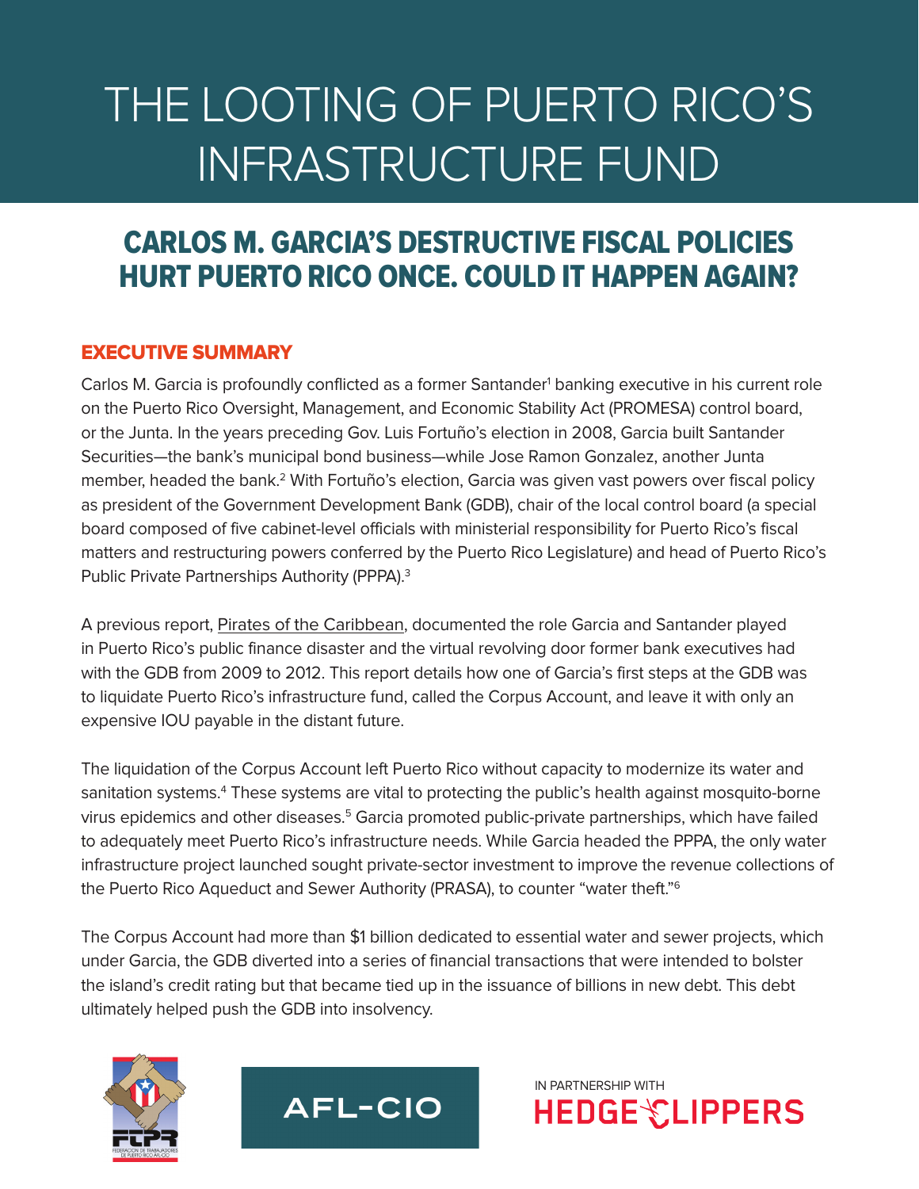# THE LOOTING OF PUERTO RICO'S INFRASTRUCTURE FUND

## CARLOS M. GARCIA'S DESTRUCTIVE FISCAL POLICIES HURT PUERTO RICO ONCE. COULD IT HAPPEN AGAIN?

### EXECUTIVE SUMMARY

Carlos M. Garcia is profoundly conflicted as a former Santander[1] banking executive in his current role on the Puerto Rico Oversight, Management, and Economic Stability Act (PROMESA) control board, or the Junta. In the years preceding Gov. Luis Fortuño's election in 2008, Garcia built Santander Securities—the bank's municipal bond business—while Jose Ramon Gonzalez, another Junta member, headed the bank.[2] With Fortuño's election, Garcia was given vast powers over fiscal policy as president of the Government Development Bank (GDB), chair of the local control board (a special board composed of five cabinet-level officials with ministerial responsibility for Puerto Rico's fiscal matters and restructuring powers conferred by the Puerto Rico Legislature) and head of Puerto Rico's Public Private Partnerships Authority (PPPA).[3]

A previous report, Pirates of the Caribbean, documented the role Garcia and Santander played in Puerto Rico's public finance disaster and the virtual revolving door former bank executives had with the GDB from 2009 to 2012. This report details how one of Garcia's first steps at the GDB was to liquidate Puerto Rico's infrastructure fund, called the Corpus Account, and leave it with only an expensive IOU payable in the distant future.

The liquidation of the Corpus Account left Puerto Rico without capacity to modernize its water and sanitation systems.[4] These systems are vital to protecting the public's health against mosquito-borne virus epidemics and other diseases.[5] Garcia promoted public-private partnerships, which have failed to adequately meet Puerto Rico's infrastructure needs. While Garcia headed the PPPA, the only water infrastructure project launched sought private-sector investment to improve the revenue collections of the Puerto Rico Aqueduct and Sewer Authority (PRASA), to counter "water theft."[6]

The Corpus Account had more than $1 billion dedicated to essential water and sewer projects, which under Garcia, the GDB diverted into a series of financial transactions that were intended to bolster the island's credit rating but that became tied up in the issuance of billions in new debt. This debt ultimately helped push the GDB into insolvency.

FTPR — FEDERACION DE TRABAJADORES DE PUERTO RICO AFL-CIO

AFL-CIO

IN PARTNERSHIP WITH HEDGE CLIPPERS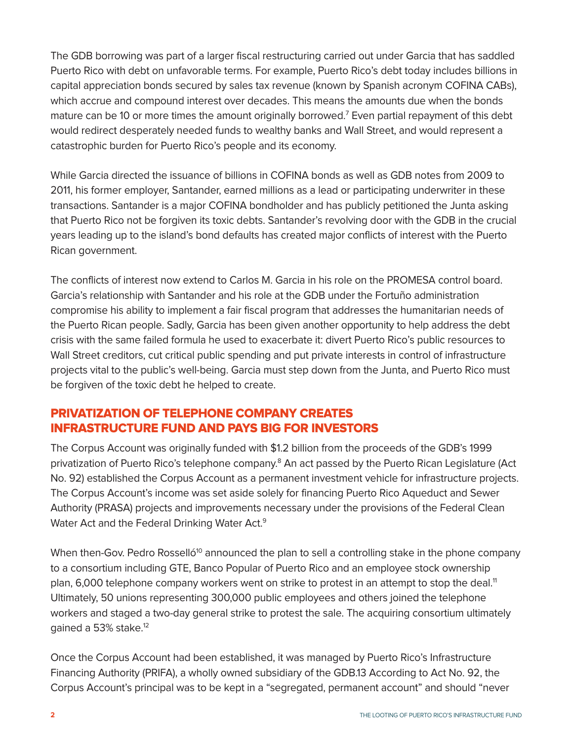The GDB borrowing was part of a larger fiscal restructuring carried out under Garcia that has saddled Puerto Rico with debt on unfavorable terms. For example, Puerto Rico's debt today includes billions in capital appreciation bonds secured by sales tax revenue (known by Spanish acronym COFINA CABs), which accrue and compound interest over decades. This means the amounts due when the bonds mature can be 10 or more times the amount originally borrowed.[7] Even partial repayment of this debt would redirect desperately needed funds to wealthy banks and Wall Street, and would represent a catastrophic burden for Puerto Rico's people and its economy.

While Garcia directed the issuance of billions in COFINA bonds as well as GDB notes from 2009 to 2011, his former employer, Santander, earned millions as a lead or participating underwriter in these transactions. Santander is a major COFINA bondholder and has publicly petitioned the Junta asking that Puerto Rico not be forgiven its toxic debts. Santander's revolving door with the GDB in the crucial years leading up to the island's bond defaults has created major conflicts of interest with the Puerto Rican government.

The conflicts of interest now extend to Carlos M. Garcia in his role on the PROMESA control board. Garcia's relationship with Santander and his role at the GDB under the Fortuño administration compromise his ability to implement a fair fiscal program that addresses the humanitarian needs of the Puerto Rican people. Sadly, Garcia has been given another opportunity to help address the debt crisis with the same failed formula he used to exacerbate it: divert Puerto Rico's public resources to Wall Street creditors, cut critical public spending and put private interests in control of infrastructure projects vital to the public's well-being. Garcia must step down from the Junta, and Puerto Rico must be forgiven of the toxic debt he helped to create.

## PRIVATIZATION OF TELEPHONE COMPANY CREATES INFRASTRUCTURE FUND AND PAYS BIG FOR INVESTORS

The Corpus Account was originally funded with $1.2 billion from the proceeds of the GDB's 1999 privatization of Puerto Rico's telephone company.[8] An act passed by the Puerto Rican Legislature (Act No. 92) established the Corpus Account as a permanent investment vehicle for infrastructure projects. The Corpus Account's income was set aside solely for financing Puerto Rico Aqueduct and Sewer Authority (PRASA) projects and improvements necessary under the provisions of the Federal Clean Water Act and the Federal Drinking Water Act.[9]

When then-Gov. Pedro Rosselló[10] announced the plan to sell a controlling stake in the phone company to a consortium including GTE, Banco Popular of Puerto Rico and an employee stock ownership plan, 6,000 telephone company workers went on strike to protest in an attempt to stop the deal.[11] Ultimately, 50 unions representing 300,000 public employees and others joined the telephone workers and staged a two-day general strike to protest the sale. The acquiring consortium ultimately gained a 53% stake.[12]

Once the Corpus Account had been established, it was managed by Puerto Rico's Infrastructure Financing Authority (PRIFA), a wholly owned subsidiary of the GDB.13 According to Act No. 92, the Corpus Account's principal was to be kept in a "segregated, permanent account" and should "never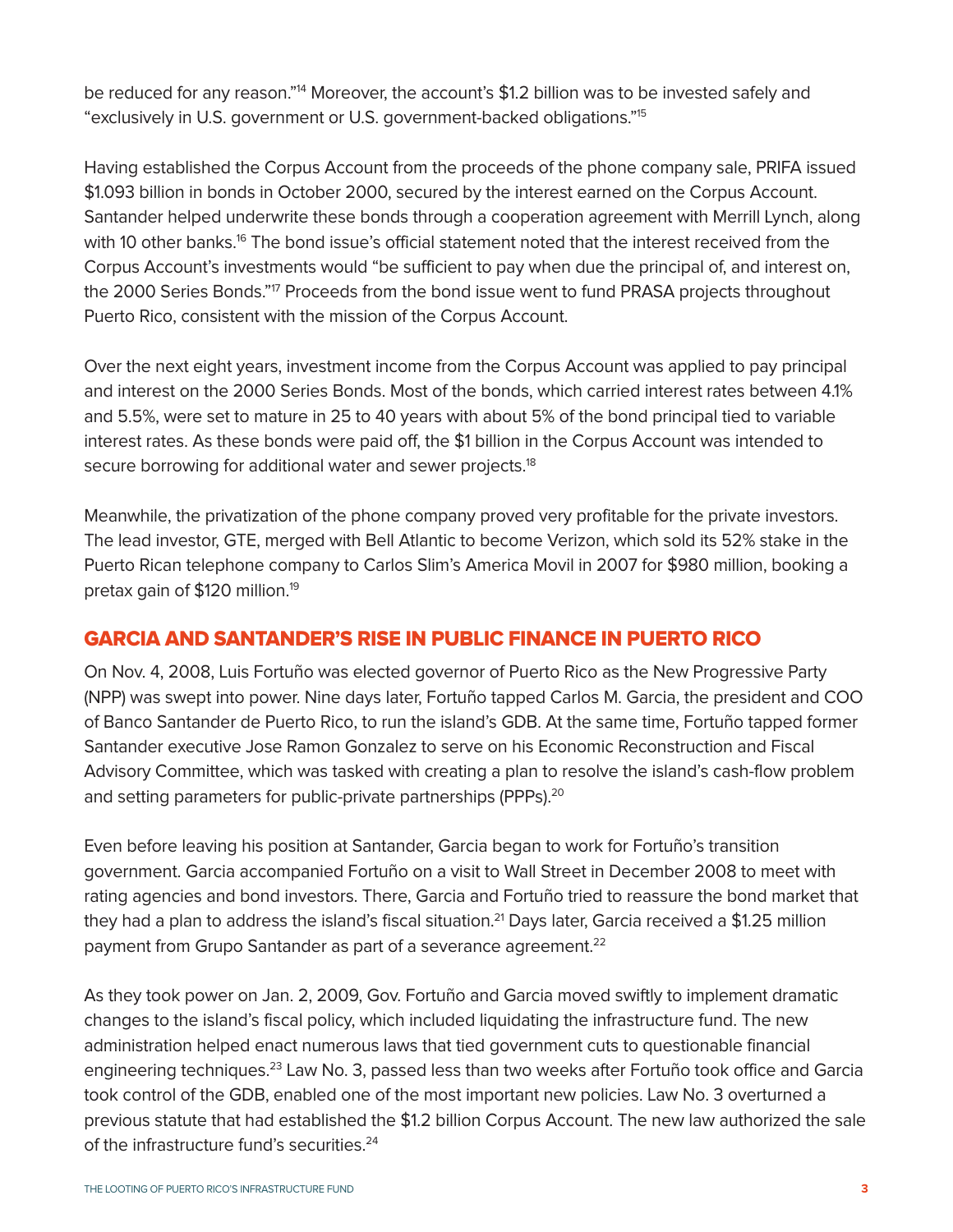be reduced for any reason."[14] Moreover, the account's $1.2 billion was to be invested safely and "exclusively in U.S. government or U.S. government-backed obligations."[15]

Having established the Corpus Account from the proceeds of the phone company sale, PRIFA issued $1.093 billion in bonds in October 2000, secured by the interest earned on the Corpus Account. Santander helped underwrite these bonds through a cooperation agreement with Merrill Lynch, along with 10 other banks.[16] The bond issue's official statement noted that the interest received from the Corpus Account's investments would "be sufficient to pay when due the principal of, and interest on, the 2000 Series Bonds."[17] Proceeds from the bond issue went to fund PRASA projects throughout Puerto Rico, consistent with the mission of the Corpus Account.

Over the next eight years, investment income from the Corpus Account was applied to pay principal and interest on the 2000 Series Bonds. Most of the bonds, which carried interest rates between 4.1% and 5.5%, were set to mature in 25 to 40 years with about 5% of the bond principal tied to variable interest rates. As these bonds were paid off, the $1 billion in the Corpus Account was intended to secure borrowing for additional water and sewer projects.[18]

Meanwhile, the privatization of the phone company proved very profitable for the private investors. The lead investor, GTE, merged with Bell Atlantic to become Verizon, which sold its 52% stake in the Puerto Rican telephone company to Carlos Slim's America Movil in 2007 for $980 million, booking a pretax gain of $120 million.[19]

## GARCIA AND SANTANDER'S RISE IN PUBLIC FINANCE IN PUERTO RICO

On Nov. 4, 2008, Luis Fortuño was elected governor of Puerto Rico as the New Progressive Party (NPP) was swept into power. Nine days later, Fortuño tapped Carlos M. Garcia, the president and COO of Banco Santander de Puerto Rico, to run the island's GDB. At the same time, Fortuño tapped former Santander executive Jose Ramon Gonzalez to serve on his Economic Reconstruction and Fiscal Advisory Committee, which was tasked with creating a plan to resolve the island's cash-flow problem and setting parameters for public-private partnerships (PPPs).[20]

Even before leaving his position at Santander, Garcia began to work for Fortuño's transition government. Garcia accompanied Fortuño on a visit to Wall Street in December 2008 to meet with rating agencies and bond investors. There, Garcia and Fortuño tried to reassure the bond market that they had a plan to address the island's fiscal situation.[21] Days later, Garcia received a $1.25 million payment from Grupo Santander as part of a severance agreement.[22]

As they took power on Jan. 2, 2009, Gov. Fortuño and Garcia moved swiftly to implement dramatic changes to the island's fiscal policy, which included liquidating the infrastructure fund. The new administration helped enact numerous laws that tied government cuts to questionable financial engineering techniques.[23] Law No. 3, passed less than two weeks after Fortuño took office and Garcia took control of the GDB, enabled one of the most important new policies. Law No. 3 overturned a previous statute that had established the $1.2 billion Corpus Account. The new law authorized the sale of the infrastructure fund's securities.[24]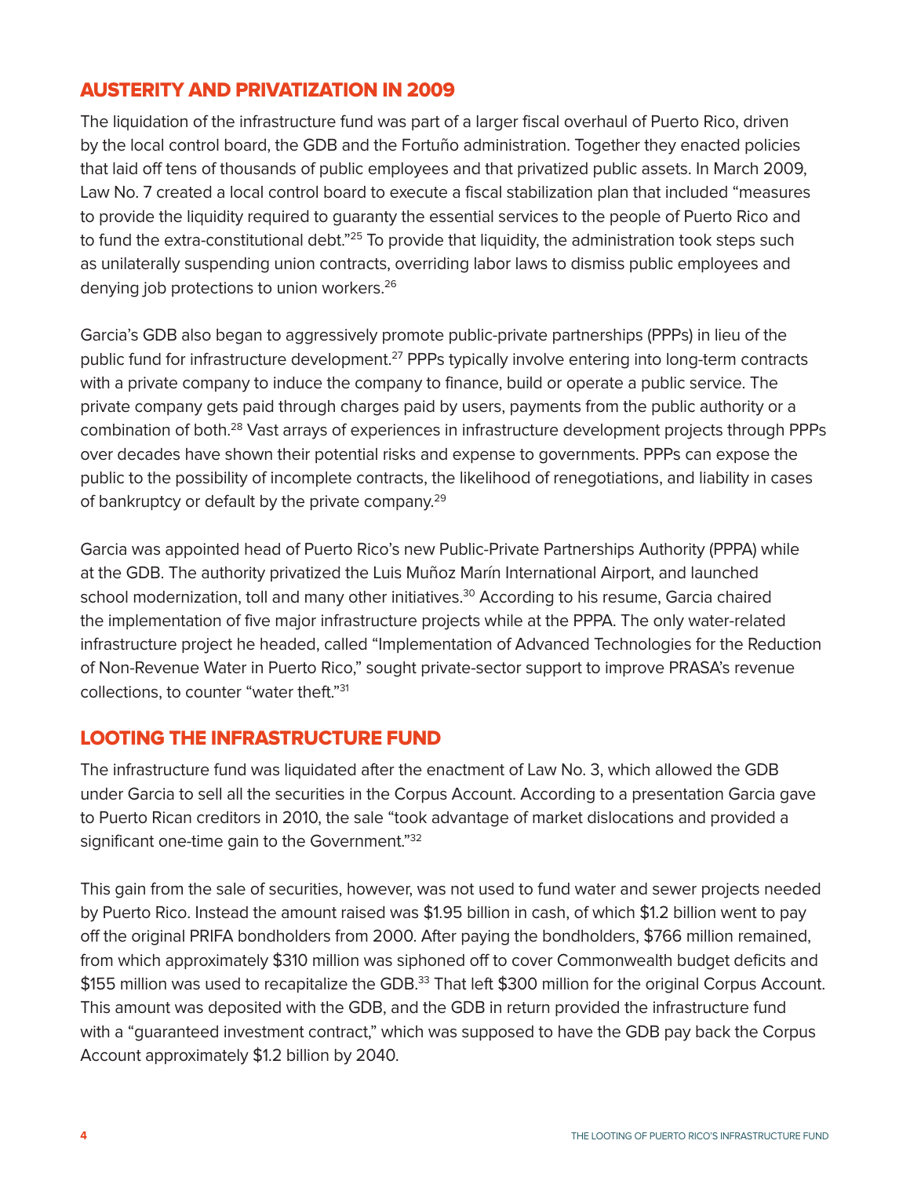## AUSTERITY AND PRIVATIZATION IN 2009

The liquidation of the infrastructure fund was part of a larger fiscal overhaul of Puerto Rico, driven by the local control board, the GDB and the Fortuño administration. Together they enacted policies that laid off tens of thousands of public employees and that privatized public assets. In March 2009, Law No. 7 created a local control board to execute a fiscal stabilization plan that included "measures to provide the liquidity required to guaranty the essential services to the people of Puerto Rico and to fund the extra-constitutional debt."[25] To provide that liquidity, the administration took steps such as unilaterally suspending union contracts, overriding labor laws to dismiss public employees and denying job protections to union workers.[26]

Garcia's GDB also began to aggressively promote public-private partnerships (PPPs) in lieu of the public fund for infrastructure development.[27] PPPs typically involve entering into long-term contracts with a private company to induce the company to finance, build or operate a public service. The private company gets paid through charges paid by users, payments from the public authority or a combination of both.[28] Vast arrays of experiences in infrastructure development projects through PPPs over decades have shown their potential risks and expense to governments. PPPs can expose the public to the possibility of incomplete contracts, the likelihood of renegotiations, and liability in cases of bankruptcy or default by the private company.[29]

Garcia was appointed head of Puerto Rico's new Public-Private Partnerships Authority (PPPA) while at the GDB. The authority privatized the Luis Muñoz Marín International Airport, and launched school modernization, toll and many other initiatives.[30] According to his resume, Garcia chaired the implementation of five major infrastructure projects while at the PPPA. The only water-related infrastructure project he headed, called "Implementation of Advanced Technologies for the Reduction of Non-Revenue Water in Puerto Rico," sought private-sector support to improve PRASA's revenue collections, to counter "water theft."[31]

## LOOTING THE INFRASTRUCTURE FUND

The infrastructure fund was liquidated after the enactment of Law No. 3, which allowed the GDB under Garcia to sell all the securities in the Corpus Account. According to a presentation Garcia gave to Puerto Rican creditors in 2010, the sale "took advantage of market dislocations and provided a significant one-time gain to the Government."[32]

This gain from the sale of securities, however, was not used to fund water and sewer projects needed by Puerto Rico. Instead the amount raised was $1.95 billion in cash, of which $1.2 billion went to pay off the original PRIFA bondholders from 2000. After paying the bondholders, $766 million remained, from which approximately $310 million was siphoned off to cover Commonwealth budget deficits and $155 million was used to recapitalize the GDB.[33] That left $300 million for the original Corpus Account. This amount was deposited with the GDB, and the GDB in return provided the infrastructure fund with a "guaranteed investment contract," which was supposed to have the GDB pay back the Corpus Account approximately $1.2 billion by 2040.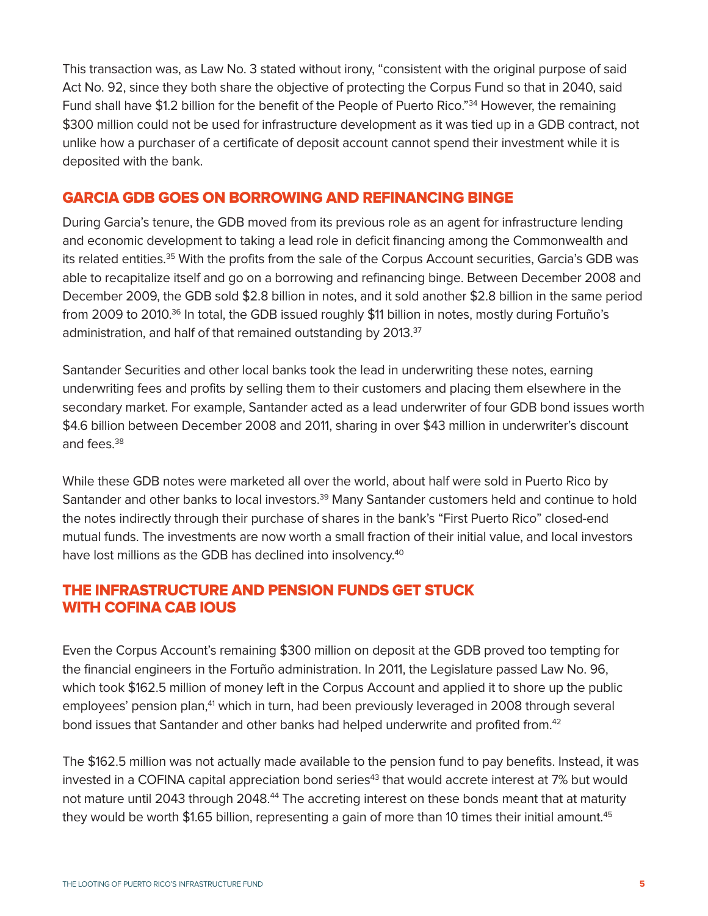This transaction was, as Law No. 3 stated without irony, "consistent with the original purpose of said Act No. 92, since they both share the objective of protecting the Corpus Fund so that in 2040, said Fund shall have $1.2 billion for the benefit of the People of Puerto Rico."[34] However, the remaining $300 million could not be used for infrastructure development as it was tied up in a GDB contract, not unlike how a purchaser of a certificate of deposit account cannot spend their investment while it is deposited with the bank.

## GARCIA GDB GOES ON BORROWING AND REFINANCING BINGE

During Garcia's tenure, the GDB moved from its previous role as an agent for infrastructure lending and economic development to taking a lead role in deficit financing among the Commonwealth and its related entities.[35] With the profits from the sale of the Corpus Account securities, Garcia's GDB was able to recapitalize itself and go on a borrowing and refinancing binge. Between December 2008 and December 2009, the GDB sold $2.8 billion in notes, and it sold another $2.8 billion in the same period from 2009 to 2010.[36] In total, the GDB issued roughly $11 billion in notes, mostly during Fortuño's administration, and half of that remained outstanding by 2013.[37]

Santander Securities and other local banks took the lead in underwriting these notes, earning underwriting fees and profits by selling them to their customers and placing them elsewhere in the secondary market. For example, Santander acted as a lead underwriter of four GDB bond issues worth $4.6 billion between December 2008 and 2011, sharing in over $43 million in underwriter's discount and fees.[38]

While these GDB notes were marketed all over the world, about half were sold in Puerto Rico by Santander and other banks to local investors.[39] Many Santander customers held and continue to hold the notes indirectly through their purchase of shares in the bank's "First Puerto Rico" closed-end mutual funds. The investments are now worth a small fraction of their initial value, and local investors have lost millions as the GDB has declined into insolvency.[40]

## THE INFRASTRUCTURE AND PENSION FUNDS GET STUCK WITH COFINA CAB IOUS

Even the Corpus Account's remaining $300 million on deposit at the GDB proved too tempting for the financial engineers in the Fortuño administration. In 2011, the Legislature passed Law No. 96, which took $162.5 million of money left in the Corpus Account and applied it to shore up the public employees' pension plan,[41] which in turn, had been previously leveraged in 2008 through several bond issues that Santander and other banks had helped underwrite and profited from.[42]

The $162.5 million was not actually made available to the pension fund to pay benefits. Instead, it was invested in a COFINA capital appreciation bond series[43] that would accrete interest at 7% but would not mature until 2043 through 2048.[44] The accreting interest on these bonds meant that at maturity they would be worth $1.65 billion, representing a gain of more than 10 times their initial amount.[45]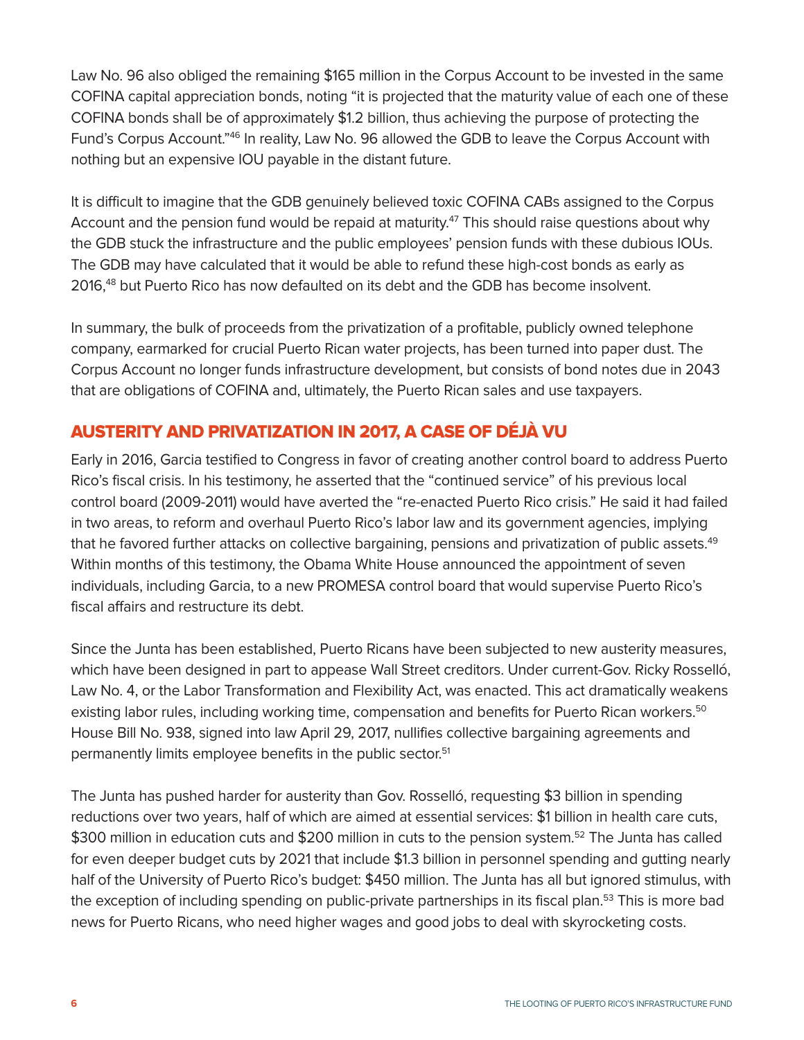Law No. 96 also obliged the remaining $165 million in the Corpus Account to be invested in the same COFINA capital appreciation bonds, noting "it is projected that the maturity value of each one of these COFINA bonds shall be of approximately $1.2 billion, thus achieving the purpose of protecting the Fund's Corpus Account."[46] In reality, Law No. 96 allowed the GDB to leave the Corpus Account with nothing but an expensive IOU payable in the distant future.

It is difficult to imagine that the GDB genuinely believed toxic COFINA CABs assigned to the Corpus Account and the pension fund would be repaid at maturity.[47] This should raise questions about why the GDB stuck the infrastructure and the public employees' pension funds with these dubious IOUs. The GDB may have calculated that it would be able to refund these high-cost bonds as early as 2016,[48] but Puerto Rico has now defaulted on its debt and the GDB has become insolvent.

In summary, the bulk of proceeds from the privatization of a profitable, publicly owned telephone company, earmarked for crucial Puerto Rican water projects, has been turned into paper dust. The Corpus Account no longer funds infrastructure development, but consists of bond notes due in 2043 that are obligations of COFINA and, ultimately, the Puerto Rican sales and use taxpayers.

## AUSTERITY AND PRIVATIZATION IN 2017, A CASE OF DÉJÀ VU

Early in 2016, Garcia testified to Congress in favor of creating another control board to address Puerto Rico's fiscal crisis. In his testimony, he asserted that the "continued service" of his previous local control board (2009-2011) would have averted the "re-enacted Puerto Rico crisis." He said it had failed in two areas, to reform and overhaul Puerto Rico's labor law and its government agencies, implying that he favored further attacks on collective bargaining, pensions and privatization of public assets.[49] Within months of this testimony, the Obama White House announced the appointment of seven individuals, including Garcia, to a new PROMESA control board that would supervise Puerto Rico's fiscal affairs and restructure its debt.

Since the Junta has been established, Puerto Ricans have been subjected to new austerity measures, which have been designed in part to appease Wall Street creditors. Under current-Gov. Ricky Rosselló, Law No. 4, or the Labor Transformation and Flexibility Act, was enacted. This act dramatically weakens existing labor rules, including working time, compensation and benefits for Puerto Rican workers.[50] House Bill No. 938, signed into law April 29, 2017, nullifies collective bargaining agreements and permanently limits employee benefits in the public sector.[51]

The Junta has pushed harder for austerity than Gov. Rosselló, requesting $3 billion in spending reductions over two years, half of which are aimed at essential services: $1 billion in health care cuts, $300 million in education cuts and $200 million in cuts to the pension system.[52] The Junta has called for even deeper budget cuts by 2021 that include $1.3 billion in personnel spending and gutting nearly half of the University of Puerto Rico's budget: $450 million. The Junta has all but ignored stimulus, with the exception of including spending on public-private partnerships in its fiscal plan.[53] This is more bad news for Puerto Ricans, who need higher wages and good jobs to deal with skyrocketing costs.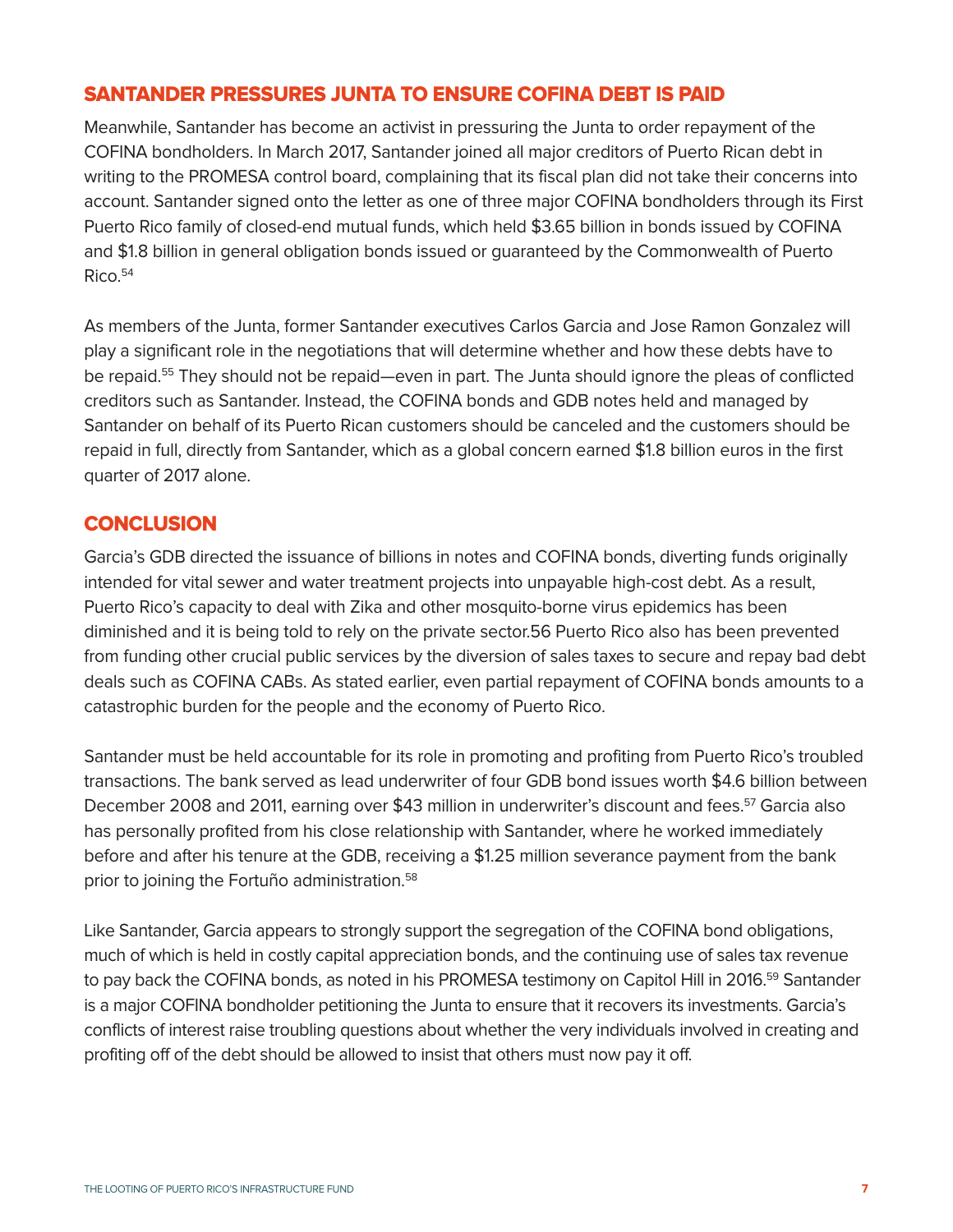## SANTANDER PRESSURES JUNTA TO ENSURE COFINA DEBT IS PAID

Meanwhile, Santander has become an activist in pressuring the Junta to order repayment of the COFINA bondholders. In March 2017, Santander joined all major creditors of Puerto Rican debt in writing to the PROMESA control board, complaining that its fiscal plan did not take their concerns into account. Santander signed onto the letter as one of three major COFINA bondholders through its First Puerto Rico family of closed-end mutual funds, which held $3.65 billion in bonds issued by COFINA and $1.8 billion in general obligation bonds issued or guaranteed by the Commonwealth of Puerto Rico.[54]

As members of the Junta, former Santander executives Carlos Garcia and Jose Ramon Gonzalez will play a significant role in the negotiations that will determine whether and how these debts have to be repaid.[55] They should not be repaid—even in part. The Junta should ignore the pleas of conflicted creditors such as Santander. Instead, the COFINA bonds and GDB notes held and managed by Santander on behalf of its Puerto Rican customers should be canceled and the customers should be repaid in full, directly from Santander, which as a global concern earned $1.8 billion euros in the first quarter of 2017 alone.

## CONCLUSION

Garcia's GDB directed the issuance of billions in notes and COFINA bonds, diverting funds originally intended for vital sewer and water treatment projects into unpayable high-cost debt. As a result, Puerto Rico's capacity to deal with Zika and other mosquito-borne virus epidemics has been diminished and it is being told to rely on the private sector.56 Puerto Rico also has been prevented from funding other crucial public services by the diversion of sales taxes to secure and repay bad debt deals such as COFINA CABs. As stated earlier, even partial repayment of COFINA bonds amounts to a catastrophic burden for the people and the economy of Puerto Rico.

Santander must be held accountable for its role in promoting and profiting from Puerto Rico's troubled transactions. The bank served as lead underwriter of four GDB bond issues worth $4.6 billion between December 2008 and 2011, earning over $43 million in underwriter's discount and fees.[57] Garcia also has personally profited from his close relationship with Santander, where he worked immediately before and after his tenure at the GDB, receiving a $1.25 million severance payment from the bank prior to joining the Fortuño administration.[58]

Like Santander, Garcia appears to strongly support the segregation of the COFINA bond obligations, much of which is held in costly capital appreciation bonds, and the continuing use of sales tax revenue to pay back the COFINA bonds, as noted in his PROMESA testimony on Capitol Hill in 2016.[59] Santander is a major COFINA bondholder petitioning the Junta to ensure that it recovers its investments. Garcia's conflicts of interest raise troubling questions about whether the very individuals involved in creating and profiting off of the debt should be allowed to insist that others must now pay it off.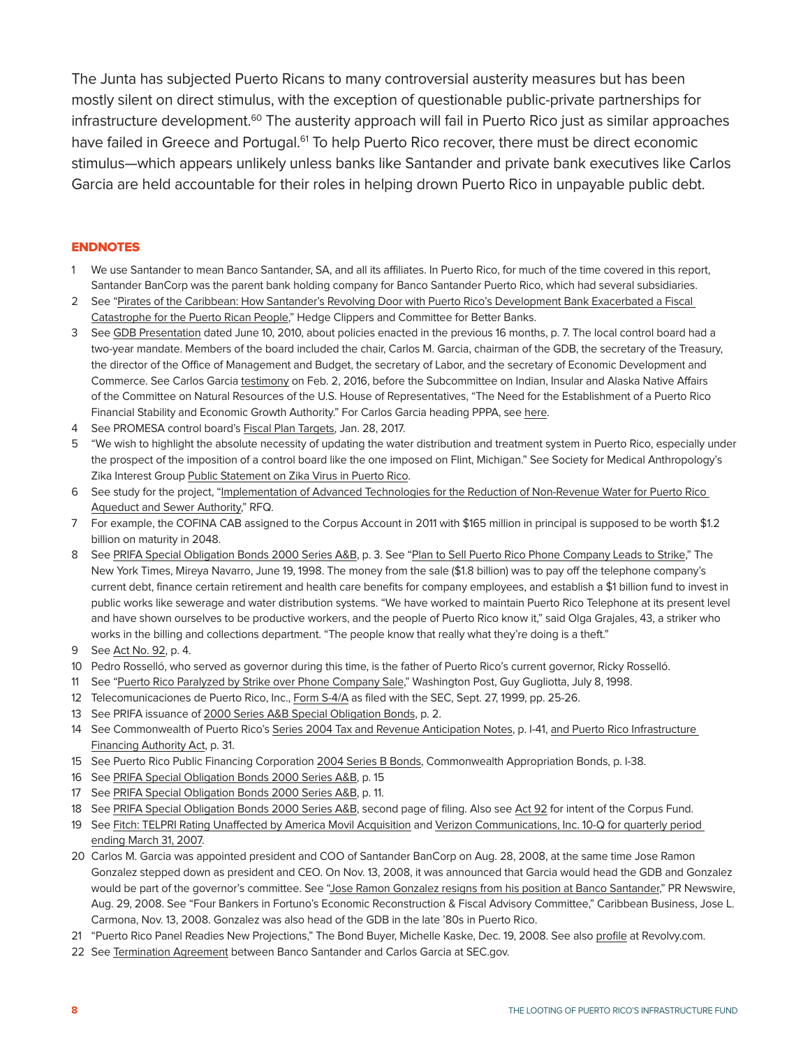The Junta has subjected Puerto Ricans to many controversial austerity measures but has been mostly silent on direct stimulus, with the exception of questionable public-private partnerships for infrastructure development.[60] The austerity approach will fail in Puerto Rico just as similar approaches have failed in Greece and Portugal.[61] To help Puerto Rico recover, there must be direct economic stimulus—which appears unlikely unless banks like Santander and private bank executives like Carlos Garcia are held accountable for their roles in helping drown Puerto Rico in unpayable public debt.

## ENDNOTES

1. We use Santander to mean Banco Santander, SA, and all its affiliates. In Puerto Rico, for much of the time covered in this report, Santander BanCorp was the parent bank holding company for Banco Santander Puerto Rico, which had several subsidiaries.
2. See "Pirates of the Caribbean: How Santander's Revolving Door with Puerto Rico's Development Bank Exacerbated a Fiscal Catastrophe for the Puerto Rican People," Hedge Clippers and Committee for Better Banks.
3. See GDB Presentation dated June 10, 2010, about policies enacted in the previous 16 months, p. 7. The local control board had a two-year mandate. Members of the board included the chair, Carlos M. Garcia, chairman of the GDB, the secretary of the Treasury, the director of the Office of Management and Budget, the secretary of Labor, and the secretary of Economic Development and Commerce. See Carlos Garcia testimony on Feb. 2, 2016, before the Subcommittee on Indian, Insular and Alaska Native Affairs of the Committee on Natural Resources of the U.S. House of Representatives, "The Need for the Establishment of a Puerto Rico Financial Stability and Economic Growth Authority." For Carlos Garcia heading PPPA, see here.
4. See PROMESA control board's Fiscal Plan Targets, Jan. 28, 2017.
5. "We wish to highlight the absolute necessity of updating the water distribution and treatment system in Puerto Rico, especially under the prospect of the imposition of a control board like the one imposed on Flint, Michigan." See Society for Medical Anthropology's Zika Interest Group Public Statement on Zika Virus in Puerto Rico.
6. See study for the project, "Implementation of Advanced Technologies for the Reduction of Non-Revenue Water for Puerto Rico Aqueduct and Sewer Authority," RFQ.
7. For example, the COFINA CAB assigned to the Corpus Account in 2011 with $165 million in principal is supposed to be worth $1.2 billion on maturity in 2048.
8. See PRIFA Special Obligation Bonds 2000 Series A&B, p. 3. See "Plan to Sell Puerto Rico Phone Company Leads to Strike," The New York Times, Mireya Navarro, June 19, 1998. The money from the sale ($1.8 billion) was to pay off the telephone company's current debt, finance certain retirement and health care benefits for company employees, and establish a $1 billion fund to invest in public works like sewerage and water distribution systems. "We have worked to maintain Puerto Rico Telephone at its present level and have shown ourselves to be productive workers, and the people of Puerto Rico know it," said Olga Grajales, 43, a striker who works in the billing and collections department. "The people know that really what they're doing is a theft."
9. See Act No. 92, p. 4.
10. Pedro Rosselló, who served as governor during this time, is the father of Puerto Rico's current governor, Ricky Rosselló.
11. See "Puerto Rico Paralyzed by Strike over Phone Company Sale," Washington Post, Guy Gugliotta, July 8, 1998.
12. Telecomunicaciones de Puerto Rico, Inc., Form S-4/A as filed with the SEC, Sept. 27, 1999, pp. 25-26.
13. See PRIFA issuance of 2000 Series A&B Special Obligation Bonds, p. 2.
14. See Commonwealth of Puerto Rico's Series 2004 Tax and Revenue Anticipation Notes, p. I-41, and Puerto Rico Infrastructure Financing Authority Act, p. 31.
15. See Puerto Rico Public Financing Corporation 2004 Series B Bonds, Commonwealth Appropriation Bonds, p. I-38.
16. See PRIFA Special Obligation Bonds 2000 Series A&B, p. 15
17. See PRIFA Special Obligation Bonds 2000 Series A&B, p. 11.
18. See PRIFA Special Obligation Bonds 2000 Series A&B, second page of filing. Also see Act 92 for intent of the Corpus Fund.
19. See Fitch: TELPRI Rating Unaffected by America Movil Acquisition and Verizon Communications, Inc. 10-Q for quarterly period ending March 31, 2007.
20. Carlos M. Garcia was appointed president and COO of Santander BanCorp on Aug. 28, 2008, at the same time Jose Ramon Gonzalez stepped down as president and CEO. On Nov. 13, 2008, it was announced that Garcia would head the GDB and Gonzalez would be part of the governor's committee. See "Jose Ramon Gonzalez resigns from his position at Banco Santander," PR Newswire, Aug. 29, 2008. See "Four Bankers in Fortuno's Economic Reconstruction & Fiscal Advisory Committee," Caribbean Business, Jose L. Carmona, Nov. 13, 2008. Gonzalez was also head of the GDB in the late '80s in Puerto Rico.
21. "Puerto Rico Panel Readies New Projections," The Bond Buyer, Michelle Kaske, Dec. 19, 2008. See also profile at Revolvy.com.
22. See Termination Agreement between Banco Santander and Carlos Garcia at SEC.gov.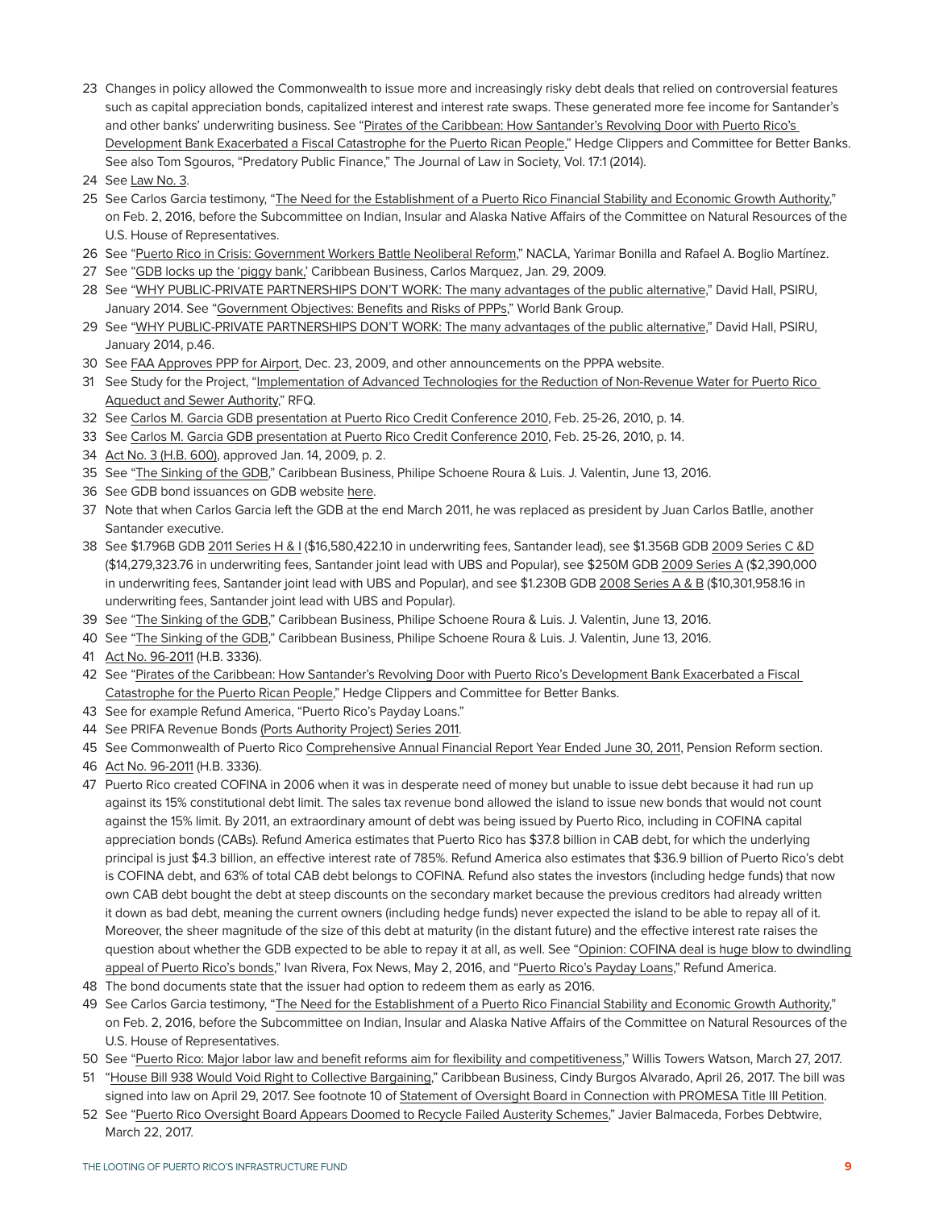23 Changes in policy allowed the Commonwealth to issue more and increasingly risky debt deals that relied on controversial features such as capital appreciation bonds, capitalized interest and interest rate swaps. These generated more fee income for Santander's and other banks' underwriting business. See "Pirates of the Caribbean: How Santander's Revolving Door with Puerto Rico's Development Bank Exacerbated a Fiscal Catastrophe for the Puerto Rican People," Hedge Clippers and Committee for Better Banks. See also Tom Sgouros, "Predatory Public Finance," The Journal of Law in Society, Vol. 17:1 (2014).

24 See Law No. 3.

25 See Carlos Garcia testimony, "The Need for the Establishment of a Puerto Rico Financial Stability and Economic Growth Authority," on Feb. 2, 2016, before the Subcommittee on Indian, Insular and Alaska Native Affairs of the Committee on Natural Resources of the U.S. House of Representatives.

26 See "Puerto Rico in Crisis: Government Workers Battle Neoliberal Reform," NACLA, Yarimar Bonilla and Rafael A. Boglio Martínez.

27 See "GDB locks up the 'piggy bank,' Caribbean Business, Carlos Marquez, Jan. 29, 2009.

28 See "WHY PUBLIC-PRIVATE PARTNERSHIPS DON'T WORK: The many advantages of the public alternative," David Hall, PSIRU, January 2014. See "Government Objectives: Benefits and Risks of PPPs," World Bank Group.

29 See "WHY PUBLIC-PRIVATE PARTNERSHIPS DON'T WORK: The many advantages of the public alternative," David Hall, PSIRU, January 2014, p.46.

30 See FAA Approves PPP for Airport, Dec. 23, 2009, and other announcements on the PPPA website.

31 See Study for the Project, "Implementation of Advanced Technologies for the Reduction of Non-Revenue Water for Puerto Rico Aqueduct and Sewer Authority," RFQ.

32 See Carlos M. Garcia GDB presentation at Puerto Rico Credit Conference 2010, Feb. 25-26, 2010, p. 14.

33 See Carlos M. Garcia GDB presentation at Puerto Rico Credit Conference 2010, Feb. 25-26, 2010, p. 14.

34 Act No. 3 (H.B. 600), approved Jan. 14, 2009, p. 2.

35 See "The Sinking of the GDB," Caribbean Business, Philipe Schoene Roura & Luis. J. Valentin, June 13, 2016.

36 See GDB bond issuances on GDB website here.

37 Note that when Carlos Garcia left the GDB at the end March 2011, he was replaced as president by Juan Carlos Batlle, another Santander executive.

38 See $1.796B GDB 2011 Series H & I ($16,580,422.10 in underwriting fees, Santander lead), see $1.356B GDB 2009 Series C &D ($14,279,323.76 in underwriting fees, Santander joint lead with UBS and Popular), see $250M GDB 2009 Series A ($2,390,000 in underwriting fees, Santander joint lead with UBS and Popular), and see $1.230B GDB 2008 Series A & B ($10,301,958.16 in underwriting fees, Santander joint lead with UBS and Popular).

39 See "The Sinking of the GDB," Caribbean Business, Philipe Schoene Roura & Luis. J. Valentin, June 13, 2016.

40 See "The Sinking of the GDB," Caribbean Business, Philipe Schoene Roura & Luis. J. Valentin, June 13, 2016.

41 Act No. 96-2011 (H.B. 3336).

42 See "Pirates of the Caribbean: How Santander's Revolving Door with Puerto Rico's Development Bank Exacerbated a Fiscal Catastrophe for the Puerto Rican People," Hedge Clippers and Committee for Better Banks.

43 See for example Refund America, "Puerto Rico's Payday Loans."

44 See PRIFA Revenue Bonds (Ports Authority Project) Series 2011.

45 See Commonwealth of Puerto Rico Comprehensive Annual Financial Report Year Ended June 30, 2011, Pension Reform section.

46 Act No. 96-2011 (H.B. 3336).

47 Puerto Rico created COFINA in 2006 when it was in desperate need of money but unable to issue debt because it had run up against its 15% constitutional debt limit. The sales tax revenue bond allowed the island to issue new bonds that would not count against the 15% limit. By 2011, an extraordinary amount of debt was being issued by Puerto Rico, including in COFINA capital appreciation bonds (CABs). Refund America estimates that Puerto Rico has $37.8 billion in CAB debt, for which the underlying principal is just $4.3 billion, an effective interest rate of 785%. Refund America also estimates that $36.9 billion of Puerto Rico's debt is COFINA debt, and 63% of total CAB debt belongs to COFINA. Refund also states the investors (including hedge funds) that now own CAB debt bought the debt at steep discounts on the secondary market because the previous creditors had already written it down as bad debt, meaning the current owners (including hedge funds) never expected the island to be able to repay all of it. Moreover, the sheer magnitude of the size of this debt at maturity (in the distant future) and the effective interest rate raises the question about whether the GDB expected to be able to repay it at all, as well. See "Opinion: COFINA deal is huge blow to dwindling appeal of Puerto Rico's bonds," Ivan Rivera, Fox News, May 2, 2016, and "Puerto Rico's Payday Loans," Refund America.

48 The bond documents state that the issuer had option to redeem them as early as 2016.

49 See Carlos Garcia testimony, "The Need for the Establishment of a Puerto Rico Financial Stability and Economic Growth Authority," on Feb. 2, 2016, before the Subcommittee on Indian, Insular and Alaska Native Affairs of the Committee on Natural Resources of the U.S. House of Representatives.

50 See "Puerto Rico: Major labor law and benefit reforms aim for flexibility and competitiveness," Willis Towers Watson, March 27, 2017.

51 "House Bill 938 Would Void Right to Collective Bargaining," Caribbean Business, Cindy Burgos Alvarado, April 26, 2017. The bill was signed into law on April 29, 2017. See footnote 10 of Statement of Oversight Board in Connection with PROMESA Title III Petition.

52 See "Puerto Rico Oversight Board Appears Doomed to Recycle Failed Austerity Schemes," Javier Balmaceda, Forbes Debtwire, March 22, 2017.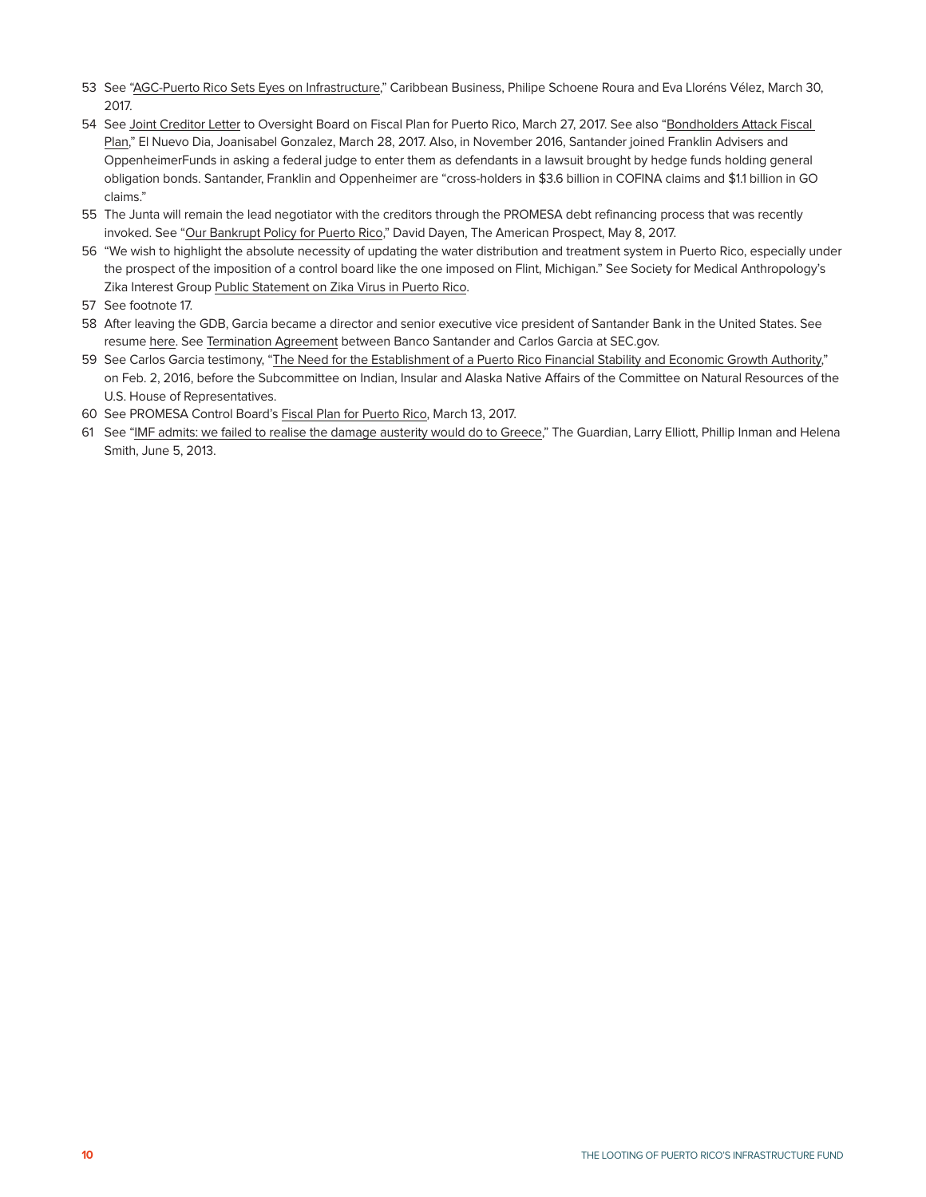53 See "AGC-Puerto Rico Sets Eyes on Infrastructure," Caribbean Business, Philipe Schoene Roura and Eva Lloréns Vélez, March 30, 2017.

54 See Joint Creditor Letter to Oversight Board on Fiscal Plan for Puerto Rico, March 27, 2017. See also "Bondholders Attack Fiscal Plan," El Nuevo Dia, Joanisabel Gonzalez, March 28, 2017. Also, in November 2016, Santander joined Franklin Advisers and OppenheimerFunds in asking a federal judge to enter them as defendants in a lawsuit brought by hedge funds holding general obligation bonds. Santander, Franklin and Oppenheimer are "cross-holders in $3.6 billion in COFINA claims and $1.1 billion in GO claims."

55 The Junta will remain the lead negotiator with the creditors through the PROMESA debt refinancing process that was recently invoked. See "Our Bankrupt Policy for Puerto Rico," David Dayen, The American Prospect, May 8, 2017.

56 "We wish to highlight the absolute necessity of updating the water distribution and treatment system in Puerto Rico, especially under the prospect of the imposition of a control board like the one imposed on Flint, Michigan." See Society for Medical Anthropology's Zika Interest Group Public Statement on Zika Virus in Puerto Rico.

57 See footnote 17.

58 After leaving the GDB, Garcia became a director and senior executive vice president of Santander Bank in the United States. See resume here. See Termination Agreement between Banco Santander and Carlos Garcia at SEC.gov.

59 See Carlos Garcia testimony, "The Need for the Establishment of a Puerto Rico Financial Stability and Economic Growth Authority," on Feb. 2, 2016, before the Subcommittee on Indian, Insular and Alaska Native Affairs of the Committee on Natural Resources of the U.S. House of Representatives.

60 See PROMESA Control Board's Fiscal Plan for Puerto Rico, March 13, 2017.

61 See "IMF admits: we failed to realise the damage austerity would do to Greece," The Guardian, Larry Elliott, Phillip Inman and Helena Smith, June 5, 2013.